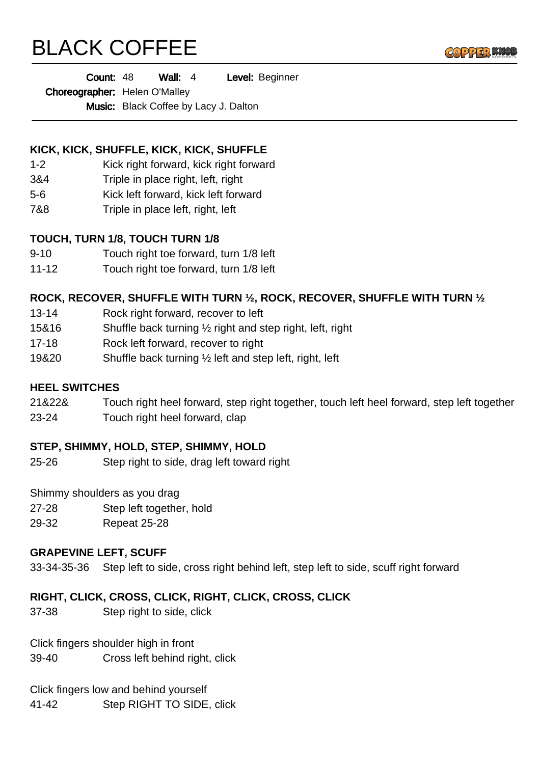# BLACK COFFEE

**Count:** 48 **Wall:** 4 **Level:** Beginner

**Choreographer:** Helen O'Malley

**Music:** Black Coffee by Lacy J. Dalton

---

**KICK, KICK, SHUFFLE, KICK, KICK, SHUFFLE**

1-2 Kick right forward, kick right forward

3&4 Triple in place right, left, right

5-6 Kick left forward, kick left forward

7&8 Triple in place left, right, left

**TOUCH, TURN 1/8, TOUCH TURN 1/8**

9-10 Touch right toe forward, turn 1/8 left

11-12 Touch right toe forward, turn 1/8 left

**ROCK, RECOVER, SHUFFLE WITH TURN ½, ROCK, RECOVER, SHUFFLE WITH TURN ½**

13-14 Rock right forward, recover to left

15&16 Shuffle back turning ½ right and step right, left, right

17-18 Rock left forward, recover to right

19&20 Shuffle back turning ½ left and step left, right, left

**HEEL SWITCHES**

21&22& Touch right heel forward, step right together, touch left heel forward, step left together

23-24 Touch right heel forward, clap

**STEP, SHIMMY, HOLD, STEP, SHIMMY, HOLD**

25-26 Step right to side, drag left toward right

Shimmy shoulders as you drag

27-28 Step left together, hold

29-32 Repeat 25-28

**GRAPEVINE LEFT, SCUFF**

33-34-35-36 Step left to side, cross right behind left, step left to side, scuff right forward

**RIGHT, CLICK, CROSS, CLICK, RIGHT, CLICK, CROSS, CLICK**

37-38 Step right to side, click

Click fingers shoulder high in front

39-40 Cross left behind right, click

Click fingers low and behind yourself

41-42 Step RIGHT TO SIDE, click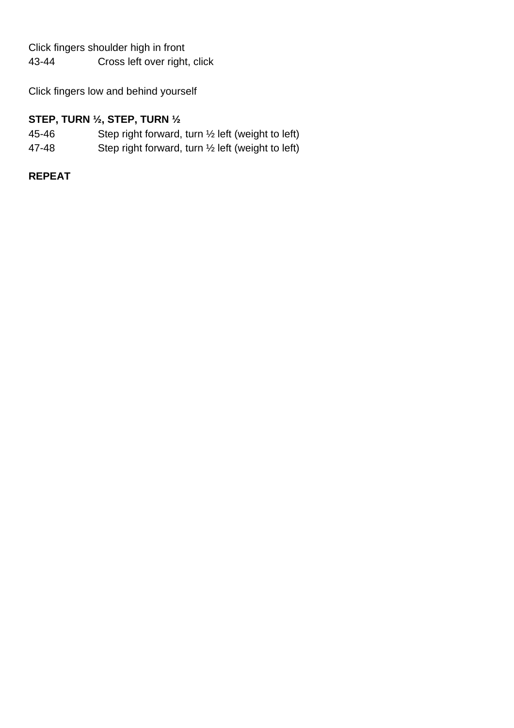Click fingers shoulder high in front

43-44 Cross left over right, click

Click fingers low and behind yourself

**STEP, TURN ½, STEP, TURN ½**

45-46 Step right forward, turn ½ left (weight to left)

47-48 Step right forward, turn ½ left (weight to left)

**REPEAT**